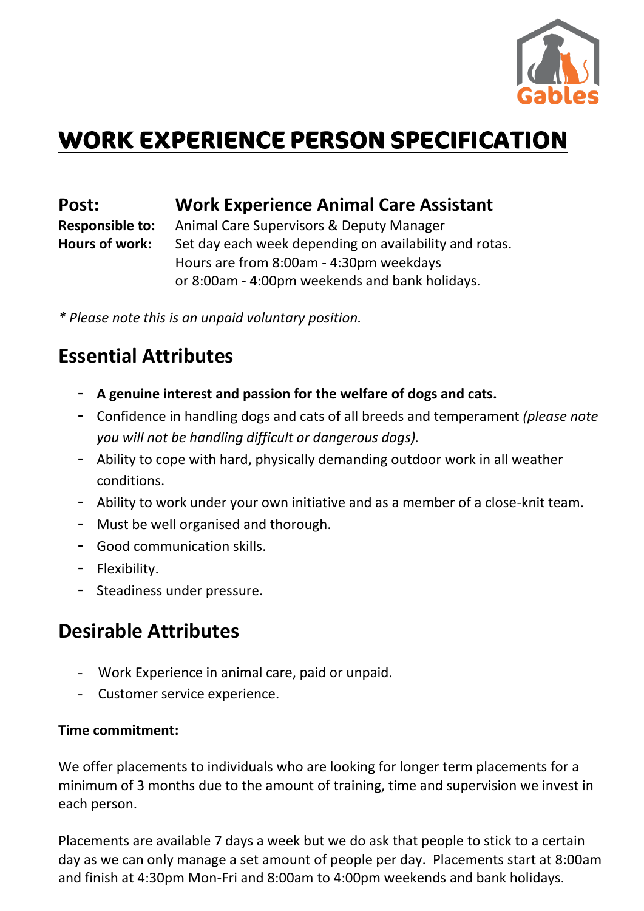# WORK EXPERIENCE PERSON SPECIFICATION

**Post:** **Work Experience Animal Care Assistant**

**Responsible to:** Animal Care Supervisors & Deputy Manager

**Hours of work:** Set day each week depending on availability and rotas.
Hours are from 8:00am - 4:30pm weekdays
or 8:00am - 4:00pm weekends and bank holidays.

*\* Please note this is an unpaid voluntary position.*

## Essential Attributes

- **A genuine interest and passion for the welfare of dogs and cats.**
- Confidence in handling dogs and cats of all breeds and temperament *(please note you will not be handling difficult or dangerous dogs).*
- Ability to cope with hard, physically demanding outdoor work in all weather conditions.
- Ability to work under your own initiative and as a member of a close-knit team.
- Must be well organised and thorough.
- Good communication skills.
- Flexibility.
- Steadiness under pressure.

## Desirable Attributes

- Work Experience in animal care, paid or unpaid.
- Customer service experience.

**Time commitment:**

We offer placements to individuals who are looking for longer term placements for a minimum of 3 months due to the amount of training, time and supervision we invest in each person.

Placements are available 7 days a week but we do ask that people to stick to a certain day as we can only manage a set amount of people per day. Placements start at 8:00am and finish at 4:30pm Mon-Fri and 8:00am to 4:00pm weekends and bank holidays.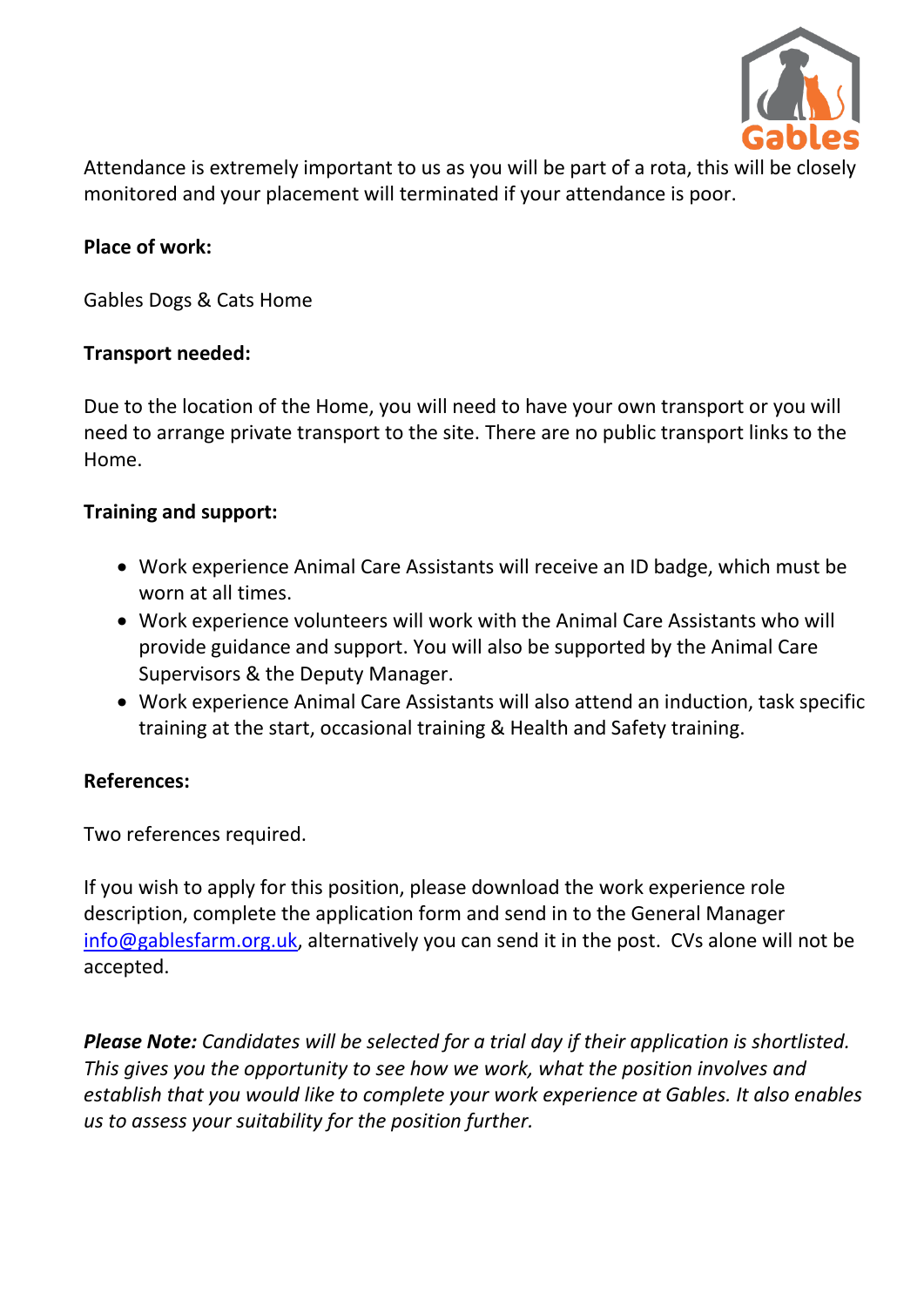Attendance is extremely important to us as you will be part of a rota, this will be closely monitored and your placement will terminated if your attendance is poor.

**Place of work:**

Gables Dogs & Cats Home

**Transport needed:**

Due to the location of the Home, you will need to have your own transport or you will need to arrange private transport to the site. There are no public transport links to the Home.

**Training and support:**

- Work experience Animal Care Assistants will receive an ID badge, which must be worn at all times.
- Work experience volunteers will work with the Animal Care Assistants who will provide guidance and support. You will also be supported by the Animal Care Supervisors & the Deputy Manager.
- Work experience Animal Care Assistants will also attend an induction, task specific training at the start, occasional training & Health and Safety training.

**References:**

Two references required.

If you wish to apply for this position, please download the work experience role description, complete the application form and send in to the General Manager info@gablesfarm.org.uk, alternatively you can send it in the post. CVs alone will not be accepted.

***Please Note:*** *Candidates will be selected for a trial day if their application is shortlisted. This gives you the opportunity to see how we work, what the position involves and establish that you would like to complete your work experience at Gables. It also enables us to assess your suitability for the position further.*